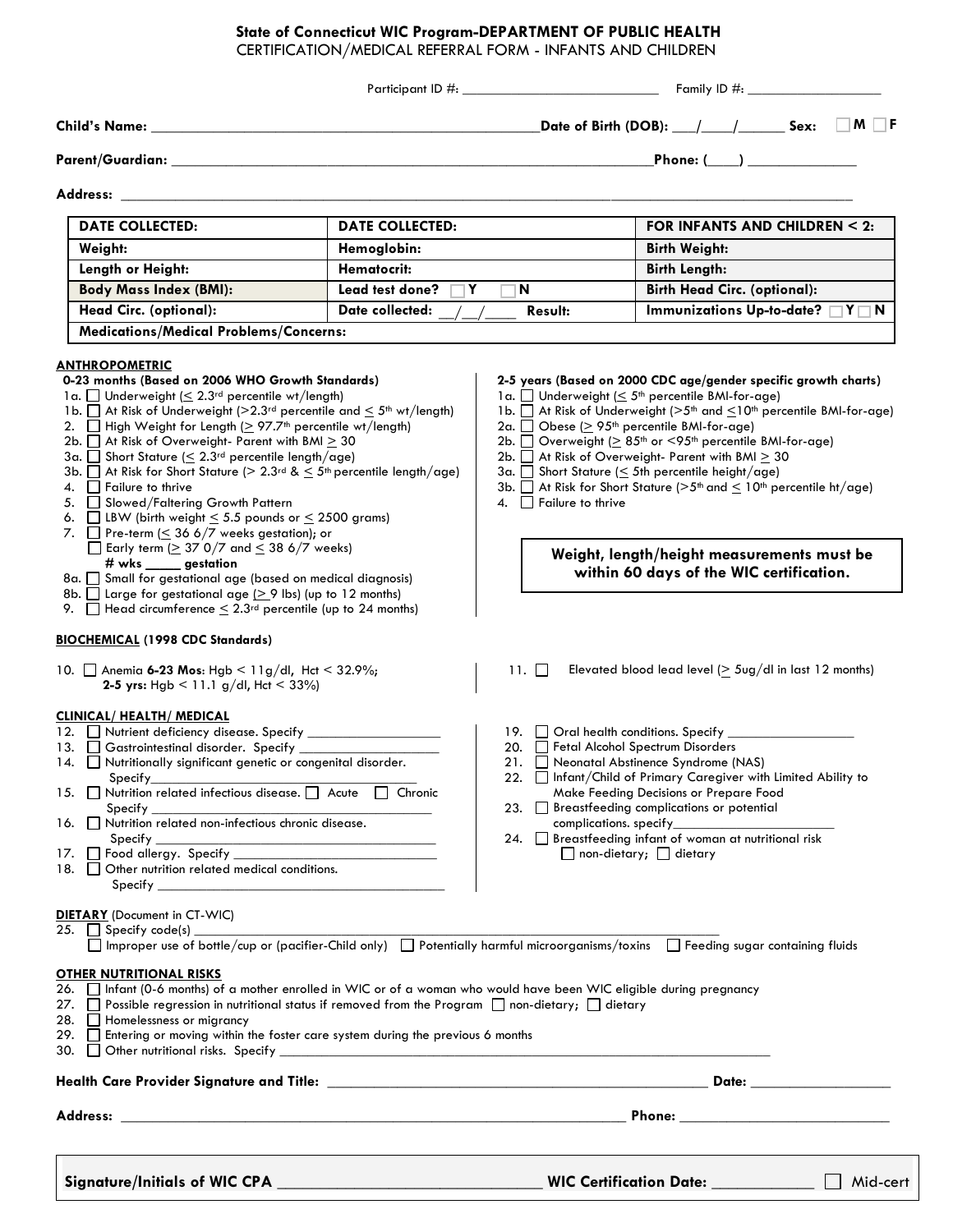**State of Connecticut WIC Program-DEPARTMENT OF PUBLIC HEALTH**
CERTIFICATION/MEDICAL REFERRAL FORM - INFANTS AND CHILDREN

Participant ID #: ___________________________ Family ID #: ___________________

**Child's Name:** ___________________________________________________**Date of Birth (DOB):** ___/____/______ **Sex:** ☐ **M** ☐ **F**

**Parent/Guardian:** _________________________________________________________________**Phone: (____)** ______________

**Address:** ____________________________________________________________________________________________

| DATE COLLECTED: | DATE COLLECTED: | FOR INFANTS AND CHILDREN < 2: |
|---|---|---|
| Weight: | Hemoglobin: | Birth Weight: |
| Length or Height: | Hematocrit: | Birth Length: |
| Body Mass Index (BMI): | Lead test done? ☐ Y ☐ N | Birth Head Circ. (optional): |
| Head Circ. (optional): | Date collected: __/__/____ Result: | Immunizations Up-to-date? ☐ Y ☐ N |
| Medications/Medical Problems/Concerns: | | |

**ANTHROPOMETRIC**

**0-23 months (Based on 2006 WHO Growth Standards)**

1a. ☐ Underweight ($\leq$ 2.3rd percentile wt/length)
1b. ☐ At Risk of Underweight (>2.3rd percentile and $\leq$ 5th wt/length)
2. ☐ High Weight for Length ($\geq$ 97.7th percentile wt/length)
2b. ☐ At Risk of Overweight- Parent with BMI $\geq$ 30
3a. ☐ Short Stature ($\leq$ 2.3rd percentile length/age)
3b. ☐ At Risk for Short Stature (> 2.3rd & $\leq$ 5th percentile length/age)
4. ☐ Failure to thrive
5. ☐ Slowed/Faltering Growth Pattern
6. ☐ LBW (birth weight $\leq$ 5.5 pounds or $\leq$ 2500 grams)
7. ☐ Pre-term ($\leq$ 36 6/7 weeks gestation); or
☐ Early term ($\geq$ 37 0/7 and $\leq$ 38 6/7 weeks)
**# wks _____ gestation**
8a. ☐ Small for gestational age (based on medical diagnosis)
8b. ☐ Large for gestational age ($\geq$ 9 lbs) (up to 12 months)
9. ☐ Head circumference $\leq$ 2.3rd percentile (up to 24 months)

**2-5 years (Based on 2000 CDC age/gender specific growth charts)**

1a. ☐ Underweight ($\leq$ 5th percentile BMI-for-age)
1b. ☐ At Risk of Underweight (>5th and $\leq$10th percentile BMI-for-age)
2a. ☐ Obese ($\geq$ 95th percentile BMI-for-age)
2b. ☐ Overweight ($\geq$ 85th or <95th percentile BMI-for-age)
2b. ☐ At Risk of Overweight- Parent with BMI $\geq$ 30
3a. ☐ Short Stature ($\leq$ 5th percentile height/age)
3b. ☐ At Risk for Short Stature (>5th and $\leq$ 10th percentile ht/age)
4. ☐ Failure to thrive

**Weight, length/height measurements must be within 60 days of the WIC certification.**

**BIOCHEMICAL** (1998 CDC Standards)

10. ☐ Anemia **6-23 Mos**: Hgb < 11g/dl, Hct < 32.9%; **2-5 yrs:** Hgb < 11.1 g/dl, Hct < 33%)

11. ☐ Elevated blood lead level ($\geq$ 5ug/dl in last 12 months)

**CLINICAL/ HEALTH/ MEDICAL**

12. ☐ Nutrient deficiency disease. Specify ___________________
13. ☐ Gastrointestinal disorder. Specify ___________________
14. ☐ Nutritionally significant genetic or congenital disorder. Specify_______________________________________
15. ☐ Nutrition related infectious disease. ☐ Acute ☐ Chronic Specify ______________________________________
16. ☐ Nutrition related non-infectious chronic disease. Specify ______________________________________
17. ☐ Food allergy. Specify ______________________________
18. ☐ Other nutrition related medical conditions. Specify ________________________________________
19. ☐ Oral health conditions. Specify __________________
20. ☐ Fetal Alcohol Spectrum Disorders
21. ☐ Neonatal Abstinence Syndrome (NAS)
22. ☐ Infant/Child of Primary Caregiver with Limited Ability to Make Feeding Decisions or Prepare Food
23. ☐ Breastfeeding complications or potential complications. specify______________________
24. ☐ Breastfeeding infant of woman at nutritional risk ☐ non-dietary; ☐ dietary

**DIETARY** (Document in CT-WIC)

25. ☐ Specify code(s) ________________________________________________________________________
☐ Improper use of bottle/cup or (pacifier-Child only) ☐ Potentially harmful microorganisms/toxins ☐ Feeding sugar containing fluids

**OTHER NUTRITIONAL RISKS**

26. ☐ Infant (0-6 months) of a mother enrolled in WIC or of a woman who would have been WIC eligible during pregnancy
27. ☐ Possible regression in nutritional status if removed from the Program ☐ non-dietary; ☐ dietary
28. ☐ Homelessness or migrancy
29. ☐ Entering or moving within the foster care system during the previous 6 months
30. ☐ Other nutritional risks. Specify ___________________________________________________________________

**Health Care Provider Signature and Title:** _______________________________________________ **Date:** _________________

**Address:** _________________________________________________________________ **Phone:** ___________________________

**Signature/Initials of WIC CPA** _______________________________ **WIC Certification Date:** ____________ ☐ Mid-cert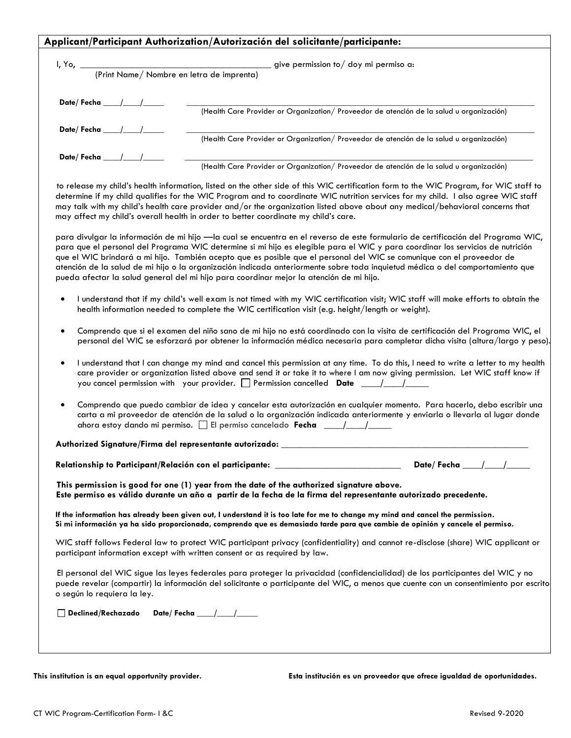## Applicant/Participant Authorization/Autorización del solicitante/participante:

I, Yo, ________________________________________ give permission to/ doy mi permiso a:
(Print Name/ Nombre en letra de imprenta)

**Date/ Fecha** ____/____/_____ ______________________________________________________________
(Health Care Provider or Organization/ Proveedor de atención de la salud u organización)

**Date/ Fecha** ____/____/_____ ______________________________________________________________
(Health Care Provider or Organization/ Proveedor de atención de la salud u organización)

**Date/ Fecha** ____/____/_____ ______________________________________________________________
(Health Care Provider or Organization/ Proveedor de atención de la salud u organización)

to release my child's health information, listed on the other side of this WIC certification form to the WIC Program, for WIC staff to determine if my child qualifies for the WIC Program and to coordinate WIC nutrition services for my child. I also agree WIC staff may talk with my child's health care provider and/or the organization listed above about any medical/behavioral concerns that may affect my child's overall health in order to better coordinate my child's care.

para divulgar la información de mi hijo —la cual se encuentra en el reverso de este formulario de certificación del Programa WIC, para que el personal del Programa WIC determine si mi hijo es elegible para el WIC y para coordinar los servicios de nutrición que el WIC brindará a mi hijo. También acepto que es posible que el personal del WIC se comunique con el proveedor de atención de la salud de mi hijo o la organización indicada anteriormente sobre toda inquietud médica o del comportamiento que pueda afectar la salud general del mi hijo para coordinar mejor la atención de mi hijo.

- I understand that if my child's well exam is not timed with my WIC certification visit; WIC staff will make efforts to obtain the health information needed to complete the WIC certification visit (e.g. height/length or weight).
- Comprendo que si el examen del niño sano de mi hijo no está coordinado con la visita de certificación del Programa WIC, el personal del WIC se esforzará por obtener la información médica necesaria para completar dicha visita (altura/largo y peso).
- I understand that I can change my mind and cancel this permission at any time. To do this, I need to write a letter to my health care provider or organization listed above and send it or take it to where I am now giving permission. Let WIC staff know if you cancel permission with your provider. ☐ Permission cancelled **Date** ____/____/_____
- Comprendo que puedo cambiar de idea y cancelar esta autorización en cualquier momento. Para hacerlo, debo escribir una carta a mi proveedor de atención de la salud o la organización indicada anteriormente y enviarla o llevarla al lugar donde ahora estoy dando mi permiso. ☐ El permiso cancelado **Fecha** ____/____/_____

**Authorized Signature/Firma del representante autorizado:** ______________________________________________________

**Relationship to Participant/Relación con el participante:** ___________________________ **Date/ Fecha** ____/____/_____

**This permission is good for one (1) year from the date of the authorized signature above.**
**Este permiso es válido durante un año a partir de la fecha de la firma del representante autorizado precedente.**

**If the information has already been given out, I understand it is too late for me to change my mind and cancel the permission.**
**Si mi información ya ha sido proporcionada, comprendo que es demasiado tarde para que cambie de opinión y cancele el permiso.**

WIC staff follows Federal law to protect WIC participant privacy (confidentiality) and cannot re-disclose (share) WIC applicant or participant information except with written consent or as required by law.

El personal del WIC sigue las leyes federales para proteger la privacidad (confidencialidad) de los participantes del WIC y no puede revelar (compartir) la información del solicitante o participante del WIC, a menos que cuente con un consentimiento por escrito o según lo requiera la ley.

☐ **Declined/Rechazado** **Date/ Fecha** ____/____/_____

**This institution is an equal opportunity provider.** **Esta institución es un proveedor que ofrece igualdad de oportunidades.**

CT WIC Program-Certification Form- I &C Revised 9-2020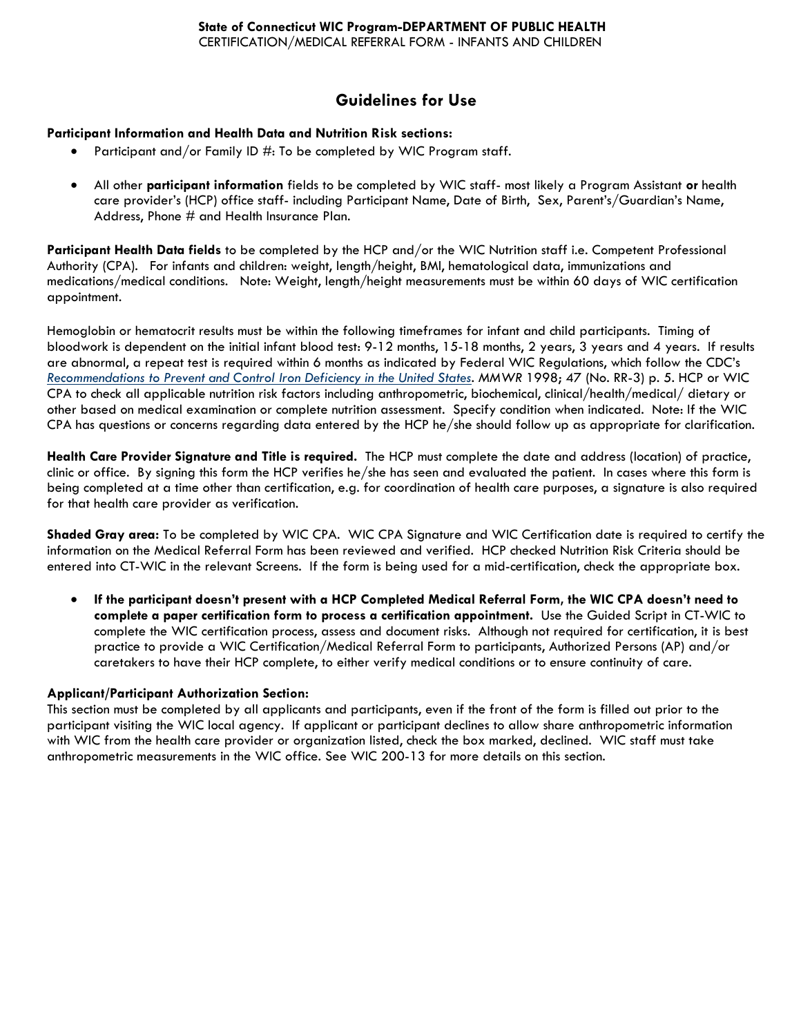**State of Connecticut WIC Program-DEPARTMENT OF PUBLIC HEALTH**
CERTIFICATION/MEDICAL REFERRAL FORM - INFANTS AND CHILDREN

## Guidelines for Use

**Participant Information and Health Data and Nutrition Risk sections:**

- Participant and/or Family ID #: To be completed by WIC Program staff.
- All other **participant information** fields to be completed by WIC staff- most likely a Program Assistant **or** health care provider's (HCP) office staff- including Participant Name, Date of Birth, Sex, Parent's/Guardian's Name, Address, Phone # and Health Insurance Plan.

**Participant Health Data fields** to be completed by the HCP and/or the WIC Nutrition staff i.e. Competent Professional Authority (CPA). For infants and children: weight, length/height, BMI, hematological data, immunizations and medications/medical conditions. Note: Weight, length/height measurements must be within 60 days of WIC certification appointment.

Hemoglobin or hematocrit results must be within the following timeframes for infant and child participants. Timing of bloodwork is dependent on the initial infant blood test: 9-12 months, 15-18 months, 2 years, 3 years and 4 years. If results are abnormal, a repeat test is required within 6 months as indicated by Federal WIC Regulations, which follow the CDC's *Recommendations to Prevent and Control Iron Deficiency in the United States*. *MMWR* 1998; 47 (No. RR-3) p. 5. HCP or WIC CPA to check all applicable nutrition risk factors including anthropometric, biochemical, clinical/health/medical/ dietary or other based on medical examination or complete nutrition assessment. Specify condition when indicated. Note: If the WIC CPA has questions or concerns regarding data entered by the HCP he/she should follow up as appropriate for clarification.

**Health Care Provider Signature and Title is required.** The HCP must complete the date and address (location) of practice, clinic or office. By signing this form the HCP verifies he/she has seen and evaluated the patient. In cases where this form is being completed at a time other than certification, e.g. for coordination of health care purposes, a signature is also required for that health care provider as verification.

**Shaded Gray area:** To be completed by WIC CPA. WIC CPA Signature and WIC Certification date is required to certify the information on the Medical Referral Form has been reviewed and verified. HCP checked Nutrition Risk Criteria should be entered into CT-WIC in the relevant Screens. If the form is being used for a mid-certification, check the appropriate box.

- **If the participant doesn't present with a HCP Completed Medical Referral Form, the WIC CPA doesn't need to complete a paper certification form to process a certification appointment.** Use the Guided Script in CT-WIC to complete the WIC certification process, assess and document risks. Although not required for certification, it is best practice to provide a WIC Certification/Medical Referral Form to participants, Authorized Persons (AP) and/or caretakers to have their HCP complete, to either verify medical conditions or to ensure continuity of care.

**Applicant/Participant Authorization Section:**
This section must be completed by all applicants and participants, even if the front of the form is filled out prior to the participant visiting the WIC local agency. If applicant or participant declines to allow share anthropometric information with WIC from the health care provider or organization listed, check the box marked, declined. WIC staff must take anthropometric measurements in the WIC office. See WIC 200-13 for more details on this section.